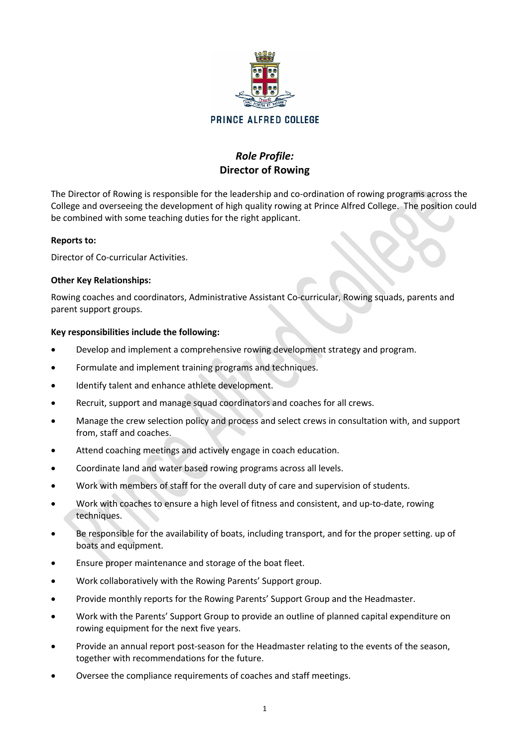PRINCE ALFRED COLLEGE

# *Role Profile:*
# Director of Rowing

The Director of Rowing is responsible for the leadership and co-ordination of rowing programs across the College and overseeing the development of high quality rowing at Prince Alfred College. The position could be combined with some teaching duties for the right applicant.

**Reports to:**

Director of Co-curricular Activities.

**Other Key Relationships:**

Rowing coaches and coordinators, Administrative Assistant Co-curricular, Rowing squads, parents and parent support groups.

**Key responsibilities include the following:**

- Develop and implement a comprehensive rowing development strategy and program.
- Formulate and implement training programs and techniques.
- Identify talent and enhance athlete development.
- Recruit, support and manage squad coordinators and coaches for all crews.
- Manage the crew selection policy and process and select crews in consultation with, and support from, staff and coaches.
- Attend coaching meetings and actively engage in coach education.
- Coordinate land and water based rowing programs across all levels.
- Work with members of staff for the overall duty of care and supervision of students.
- Work with coaches to ensure a high level of fitness and consistent, and up-to-date, rowing techniques.
- Be responsible for the availability of boats, including transport, and for the proper setting. up of boats and equipment.
- Ensure proper maintenance and storage of the boat fleet.
- Work collaboratively with the Rowing Parents' Support group.
- Provide monthly reports for the Rowing Parents' Support Group and the Headmaster.
- Work with the Parents' Support Group to provide an outline of planned capital expenditure on rowing equipment for the next five years.
- Provide an annual report post-season for the Headmaster relating to the events of the season, together with recommendations for the future.
- Oversee the compliance requirements of coaches and staff meetings.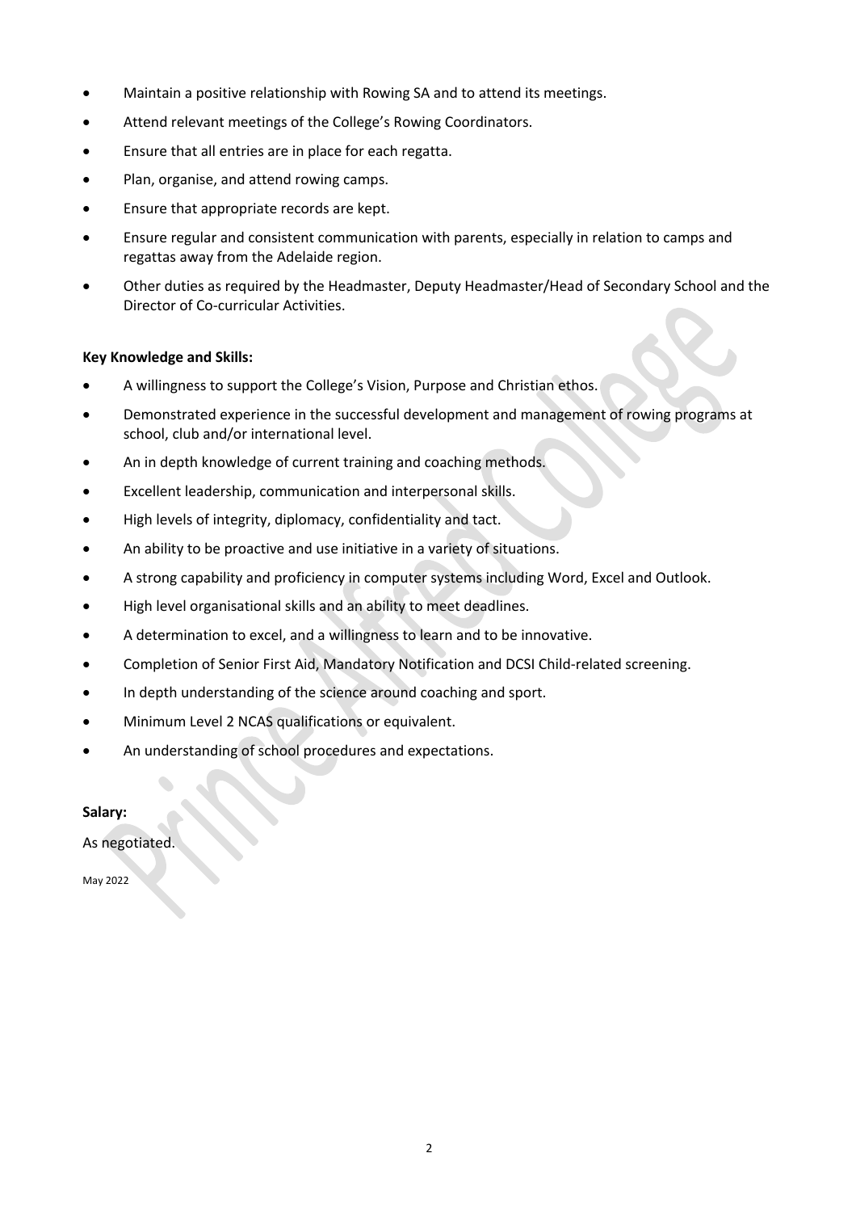- Maintain a positive relationship with Rowing SA and to attend its meetings.
- Attend relevant meetings of the College's Rowing Coordinators.
- Ensure that all entries are in place for each regatta.
- Plan, organise, and attend rowing camps.
- Ensure that appropriate records are kept.
- Ensure regular and consistent communication with parents, especially in relation to camps and regattas away from the Adelaide region.
- Other duties as required by the Headmaster, Deputy Headmaster/Head of Secondary School and the Director of Co-curricular Activities.

**Key Knowledge and Skills:**

- A willingness to support the College's Vision, Purpose and Christian ethos.
- Demonstrated experience in the successful development and management of rowing programs at school, club and/or international level.
- An in depth knowledge of current training and coaching methods.
- Excellent leadership, communication and interpersonal skills.
- High levels of integrity, diplomacy, confidentiality and tact.
- An ability to be proactive and use initiative in a variety of situations.
- A strong capability and proficiency in computer systems including Word, Excel and Outlook.
- High level organisational skills and an ability to meet deadlines.
- A determination to excel, and a willingness to learn and to be innovative.
- Completion of Senior First Aid, Mandatory Notification and DCSI Child-related screening.
- In depth understanding of the science around coaching and sport.
- Minimum Level 2 NCAS qualifications or equivalent.
- An understanding of school procedures and expectations.

**Salary:**

As negotiated.

May 2022